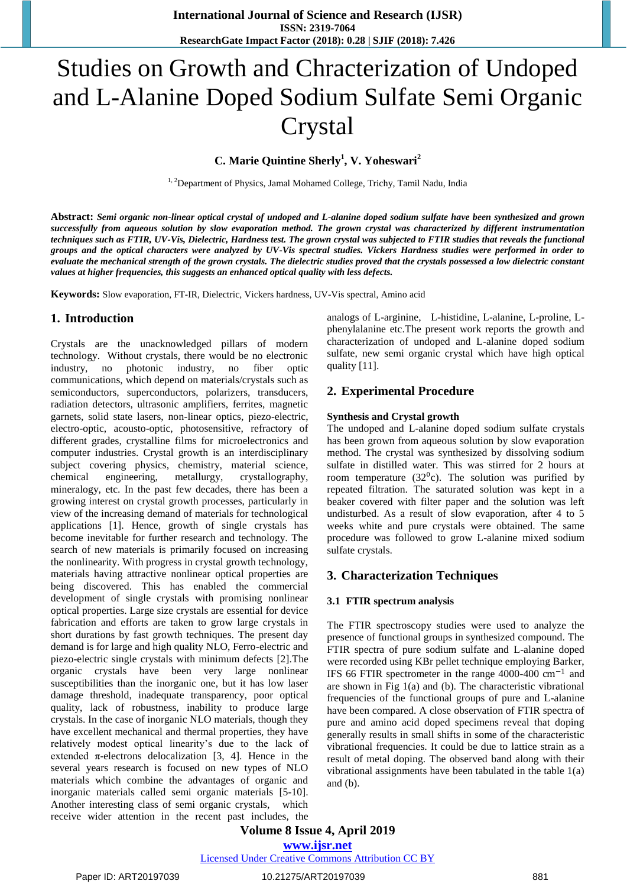# Studies on Growth and Chracterization of Undoped and L-Alanine Doped Sodium Sulfate Semi Organic Crystal

**C. Marie Quintine Sherly[1], V. Yoheswari[2]**

[1, 2]Department of Physics, Jamal Mohamed College, Trichy, Tamil Nadu, India

**Abstract:** ***Semi organic non-linear optical crystal of undoped and L-alanine doped sodium sulfate have been synthesized and grown successfully from aqueous solution by slow evaporation method. The grown crystal was characterized by different instrumentation techniques such as FTIR, UV-Vis, Dielectric, Hardness test. The grown crystal was subjected to FTIR studies that reveals the functional groups and the optical characters were analyzed by UV-Vis spectral studies. Vickers Hardness studies were performed in order to evaluate the mechanical strength of the grown crystals. The dielectric studies proved that the crystals possessed a low dielectric constant values at higher frequencies, this suggests an enhanced optical quality with less defects.***

**Keywords:** Slow evaporation, FT-IR, Dielectric, Vickers hardness, UV-Vis spectral, Amino acid

## 1. Introduction

Crystals are the unacknowledged pillars of modern technology. Without crystals, there would be no electronic industry, no photonic industry, no fiber optic communications, which depend on materials/crystals such as semiconductors, superconductors, polarizers, transducers, radiation detectors, ultrasonic amplifiers, ferrites, magnetic garnets, solid state lasers, non-linear optics, piezo-electric, electro-optic, acousto-optic, photosensitive, refractory of different grades, crystalline films for microelectronics and computer industries. Crystal growth is an interdisciplinary subject covering physics, chemistry, material science, chemical engineering, metallurgy, crystallography, mineralogy, etc. In the past few decades, there has been a growing interest on crystal growth processes, particularly in view of the increasing demand of materials for technological applications [1]. Hence, growth of single crystals has become inevitable for further research and technology. The search of new materials is primarily focused on increasing the nonlinearity. With progress in crystal growth technology, materials having attractive nonlinear optical properties are being discovered. This has enabled the commercial development of single crystals with promising nonlinear optical properties. Large size crystals are essential for device fabrication and efforts are taken to grow large crystals in short durations by fast growth techniques. The present day demand is for large and high quality NLO, Ferro-electric and piezo-electric single crystals with minimum defects [2].The organic crystals have been very large nonlinear susceptibilities than the inorganic one, but it has low laser damage threshold, inadequate transparency, poor optical quality, lack of robustness, inability to produce large crystals. In the case of inorganic NLO materials, though they have excellent mechanical and thermal properties, they have relatively modest optical linearity's due to the lack of extended $\pi$-electrons delocalization [3, 4]. Hence in the several years research is focused on new types of NLO materials which combine the advantages of organic and inorganic materials called semi organic materials [5-10]. Another interesting class of semi organic crystals, which receive wider attention in the recent past includes, the analogs of L-arginine, L-histidine, L-alanine, L-proline, L-phenylalanine etc.The present work reports the growth and characterization of undoped and L-alanine doped sodium sulfate, new semi organic crystal which have high optical quality [11].

## 2. Experimental Procedure

**Synthesis and Crystal growth**

The undoped and L-alanine doped sodium sulfate crystals has been grown from aqueous solution by slow evaporation method. The crystal was synthesized by dissolving sodium sulfate in distilled water. This was stirred for 2 hours at room temperature ($32^0$c). The solution was purified by repeated filtration. The saturated solution was kept in a beaker covered with filter paper and the solution was left undisturbed. As a result of slow evaporation, after 4 to 5 weeks white and pure crystals were obtained. The same procedure was followed to grow L-alanine mixed sodium sulfate crystals.

## 3. Characterization Techniques

### 3.1 FTIR spectrum analysis

The FTIR spectroscopy studies were used to analyze the presence of functional groups in synthesized compound. The FTIR spectra of pure sodium sulfate and L-alanine doped were recorded using KBr pellet technique employing Barker, IFS 66 FTIR spectrometer in the range 4000-400 $cm^{-1}$ and are shown in Fig 1(a) and (b). The characteristic vibrational frequencies of the functional groups of pure and L-alanine have been compared. A close observation of FTIR spectra of pure and amino acid doped specimens reveal that doping generally results in small shifts in some of the characteristic vibrational frequencies. It could be due to lattice strain as a result of metal doping. The observed band along with their vibrational assignments have been tabulated in the table 1(a) and (b).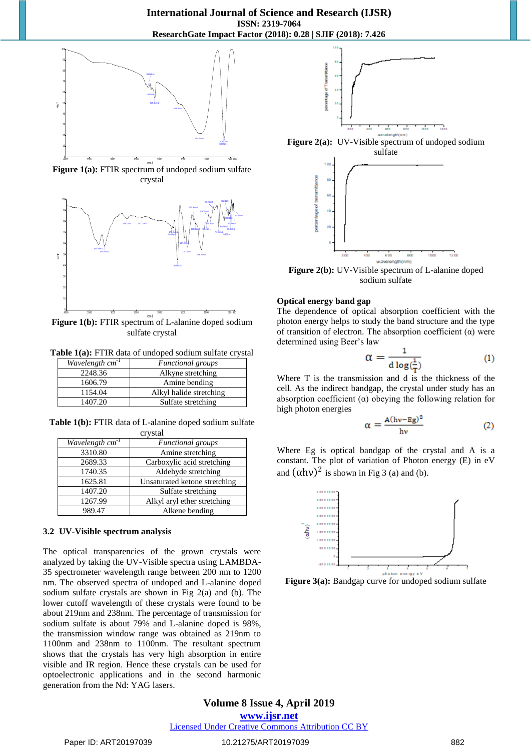Figure 1(a): FTIR spectrum of undoped sodium sulfate crystal

Figure 1(b): FTIR spectrum of L-alanine doped sodium sulfate crystal

**Table 1(a):** FTIR data of undoped sodium sulfate crystal

| *Wavelength cm$^{-1}$* | *Functional groups* |
|---|---|
| 2248.36 | Alkyne stretching |
| 1606.79 | Amine bending |
| 1154.04 | Alkyl halide stretching |
| 1407.20 | Sulfate stretching |

**Table 1(b):** FTIR data of L-alanine doped sodium sulfate crystal

| *Wavelength cm$^{-1}$* | *Functional groups* |
|---|---|
| 3310.80 | Amine stretching |
| 2689.33 | Carboxylic acid stretching |
| 1740.35 | Aldehyde stretching |
| 1625.81 | Unsaturated ketone stretching |
| 1407.20 | Sulfate stretching |
| 1267.99 | Alkyl aryl ether stretching |
| 989.47 | Alkene bending |

### 3.2 UV-Visible spectrum analysis

The optical transparencies of the grown crystals were analyzed by taking the UV-Visible spectra using LAMBDA-35 spectrometer wavelength range between 200 nm to 1200 nm. The observed spectra of undoped and L-alanine doped sodium sulfate crystals are shown in Fig 2(a) and (b). The lower cutoff wavelength of these crystals were found to be about 219nm and 238nm. The percentage of transmission for sodium sulfate is about 79% and L-alanine doped is 98%, the transmission window range was obtained as 219nm to 1100nm and 238nm to 1100nm. The resultant spectrum shows that the crystals has very high absorption in entire visible and IR region. Hence these crystals can be used for optoelectronic applications and in the second harmonic generation from the Nd: YAG lasers.

Figure 2(a): UV-Visible spectrum of undoped sodium sulfate

Figure 2(b): UV-Visible spectrum of L-alanine doped sodium sulfate

**Optical energy band gap**

The dependence of optical absorption coefficient with the photon energy helps to study the band structure and the type of transition of electron. The absorption coefficient (α) were determined using Beer's law

$$\alpha = \frac{1}{d \log\left(\frac{1}{T}\right)} \quad (1)$$

Where T is the transmission and d is the thickness of the cell. As the indirect bandgap, the crystal under study has an absorption coefficient (α) obeying the following relation for high photon energies

$$\alpha = \frac{A(h\nu - E_g)^2}{h\nu} \quad (2)$$

Where Eg is optical bandgap of the crystal and A is a constant. The plot of variation of Photon energy (E) in eV and $(\alpha h\nu)^2$ is shown in Fig 3 (a) and (b).

Figure 3(a): Bandgap curve for undoped sodium sulfate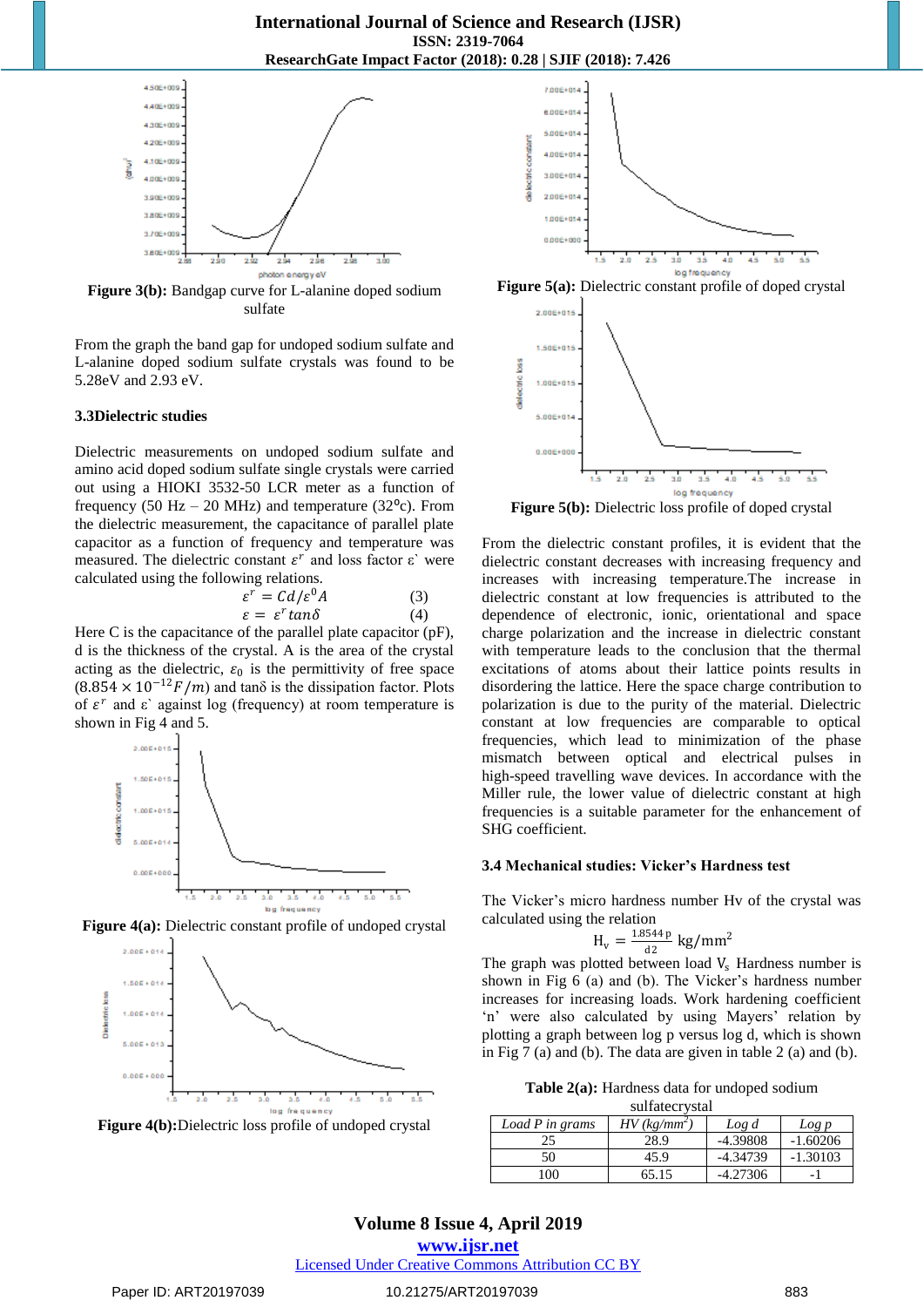Figure 3(b): Bandgap curve for L-alanine doped sodium sulfate

From the graph the band gap for undoped sodium sulfate and L-alanine doped sodium sulfate crystals was found to be 5.28eV and 2.93 eV.

### 3.3 Dielectric studies

Dielectric measurements on undoped sodium sulfate and amino acid doped sodium sulfate single crystals were carried out using a HIOKI 3532-50 LCR meter as a function of frequency (50 Hz – 20 MHz) and temperature (32°c). From the dielectric measurement, the capacitance of parallel plate capacitor as a function of frequency and temperature was measured. The dielectric constant $\varepsilon^r$ and loss factor ε` were calculated using the following relations.

$$\varepsilon^r = Cd/\varepsilon^0 A \qquad (3)$$

$$\varepsilon = \varepsilon^r \tan\delta \qquad (4)$$

Here C is the capacitance of the parallel plate capacitor (pF), d is the thickness of the crystal. A is the area of the crystal acting as the dielectric, $\varepsilon_0$ is the permittivity of free space ($8.854 \times 10^{-12} F/m$) and tanδ is the dissipation factor. Plots of $\varepsilon^r$ and ε` against log (frequency) at room temperature is shown in Fig 4 and 5.

Figure 4(a): Dielectric constant profile of undoped crystal

Figure 4(b): Dielectric loss profile of undoped crystal

Figure 5(a): Dielectric constant profile of doped crystal

Figure 5(b): Dielectric loss profile of doped crystal

From the dielectric constant profiles, it is evident that the dielectric constant decreases with increasing frequency and increases with increasing temperature. The increase in dielectric constant at low frequencies is attributed to the dependence of electronic, ionic, orientational and space charge polarization and the increase in dielectric constant with temperature leads to the conclusion that the thermal excitations of atoms about their lattice points results in disordering the lattice. Here the space charge contribution to polarization is due to the purity of the material. Dielectric constant at low frequencies are comparable to optical frequencies, which lead to minimization of the phase mismatch between optical and electrical pulses in high-speed travelling wave devices. In accordance with the Miller rule, the lower value of dielectric constant at high frequencies is a suitable parameter for the enhancement of SHG coefficient.

### 3.4 Mechanical studies: Vicker's Hardness test

The Vicker's micro hardness number Hv of the crystal was calculated using the relation

$$H_v = \frac{1.8544\,p}{d^2}\ \text{kg/mm}^2$$

The graph was plotted between load $V_s$ Hardness number is shown in Fig 6 (a) and (b). The Vicker's hardness number increases for increasing loads. Work hardening coefficient 'n' were also calculated by using Mayers' relation by plotting a graph between log p versus log d, which is shown in Fig 7 (a) and (b). The data are given in table 2 (a) and (b).

**Table 2(a):** Hardness data for undoped sodium sulfatecrystal

| Load P in grams | HV (kg/mm²) | Log d | Log p |
|---|---|---|---|
| 25 | 28.9 | -4.39808 | -1.60206 |
| 50 | 45.9 | -4.34739 | -1.30103 |
| 100 | 65.15 | -4.27306 | -1 |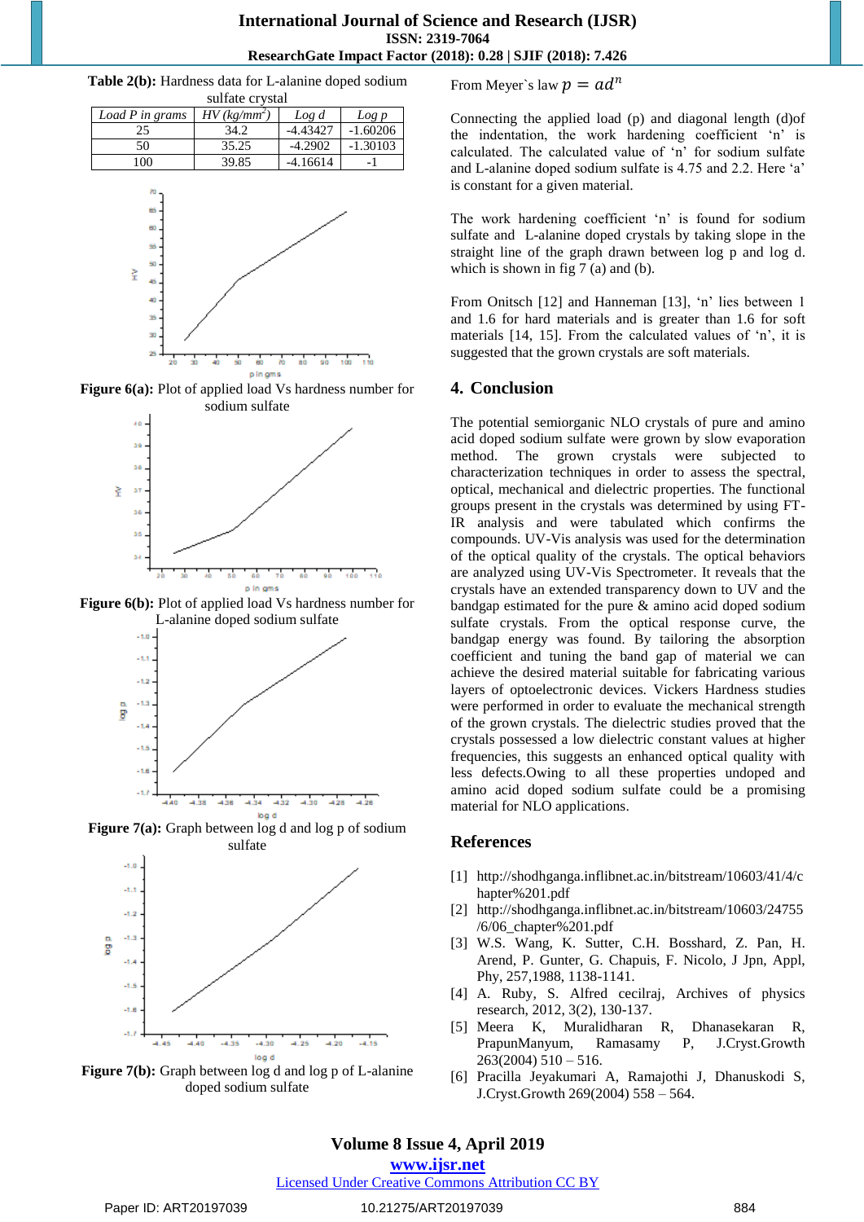**Table 2(b):** Hardness data for L-alanine doped sodium sulfate crystal

| *Load P in grams* | *HV (kg/mm²)* | *Log d* | *Log p* |
|---|---|---|---|
| 25 | 34.2 | -4.43427 | -1.60206 |
| 50 | 35.25 | -4.2902 | -1.30103 |
| 100 | 39.85 | -4.16614 | -1 |

**Figure 6(a):** Plot of applied load Vs hardness number for sodium sulfate

**Figure 6(b):** Plot of applied load Vs hardness number for L-alanine doped sodium sulfate

**Figure 7(a):** Graph between log d and log p of sodium sulfate

**Figure 7(b):** Graph between log d and log p of L-alanine doped sodium sulfate

From Meyer`s law $p = ad^n$

Connecting the applied load (p) and diagonal length (d)of the indentation, the work hardening coefficient 'n' is calculated. The calculated value of 'n' for sodium sulfate and L-alanine doped sodium sulfate is 4.75 and 2.2. Here 'a' is constant for a given material.

The work hardening coefficient 'n' is found for sodium sulfate and L-alanine doped crystals by taking slope in the straight line of the graph drawn between log p and log d. which is shown in fig 7 (a) and (b).

From Onitsch [12] and Hanneman [13], 'n' lies between 1 and 1.6 for hard materials and is greater than 1.6 for soft materials [14, 15]. From the calculated values of 'n', it is suggested that the grown crystals are soft materials.

## 4. Conclusion

The potential semiorganic NLO crystals of pure and amino acid doped sodium sulfate were grown by slow evaporation method. The grown crystals were subjected to characterization techniques in order to assess the spectral, optical, mechanical and dielectric properties. The functional groups present in the crystals was determined by using FT-IR analysis and were tabulated which confirms the compounds. UV-Vis analysis was used for the determination of the optical quality of the crystals. The optical behaviors are analyzed using UV-Vis Spectrometer. It reveals that the crystals have an extended transparency down to UV and the bandgap estimated for the pure & amino acid doped sodium sulfate crystals. From the optical response curve, the bandgap energy was found. By tailoring the absorption coefficient and tuning the band gap of material we can achieve the desired material suitable for fabricating various layers of optoelectronic devices. Vickers Hardness studies were performed in order to evaluate the mechanical strength of the grown crystals. The dielectric studies proved that the crystals possessed a low dielectric constant values at higher frequencies, this suggests an enhanced optical quality with less defects.Owing to all these properties undoped and amino acid doped sodium sulfate could be a promising material for NLO applications.

## References

[1] http://shodhganga.inflibnet.ac.in/bitstream/10603/41/4/chapter%201.pdf

[2] http://shodhganga.inflibnet.ac.in/bitstream/10603/24755/6/06_chapter%201.pdf

[3] W.S. Wang, K. Sutter, C.H. Bosshard, Z. Pan, H. Arend, P. Gunter, G. Chapuis, F. Nicolo, J Jpn, Appl, Phy, 257,1988, 1138-1141.

[4] A. Ruby, S. Alfred cecilraj, Archives of physics research, 2012, 3(2), 130-137.

[5] Meera K, Muralidharan R, Dhanasekaran R, PrapunManyum, Ramasamy P, J.Cryst.Growth 263(2004) 510 – 516.

[6] Pracilla Jeyakumari A, Ramajothi J, Dhanuskodi S, J.Cryst.Growth 269(2004) 558 – 564.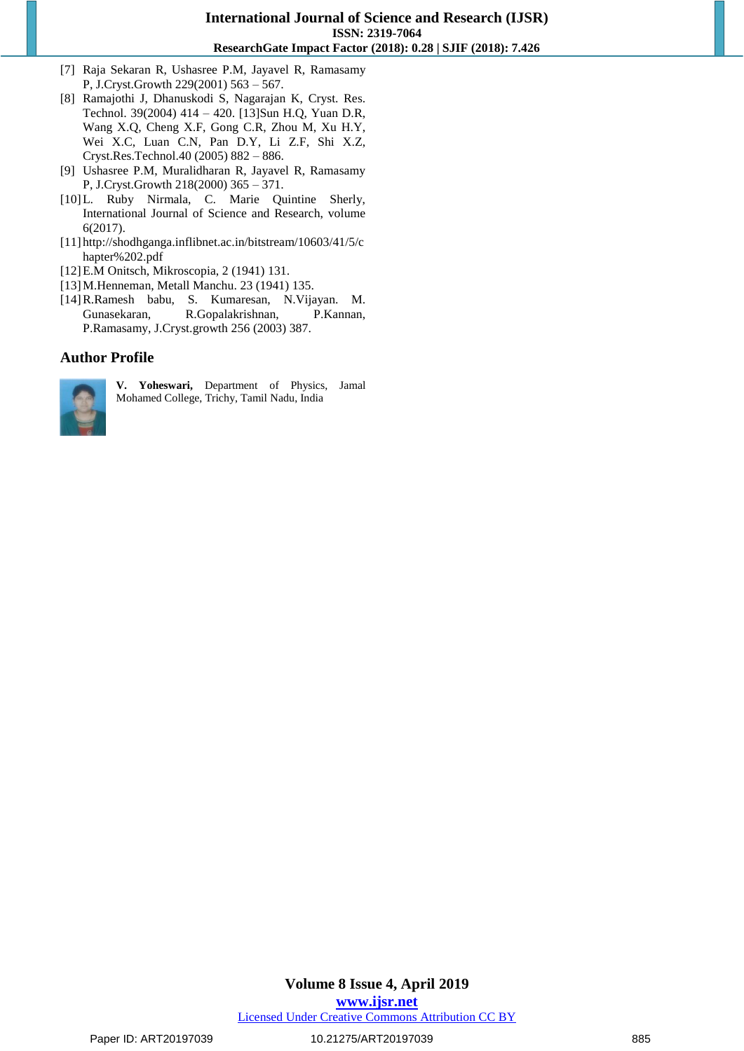[7] Raja Sekaran R, Ushasree P.M, Jayavel R, Ramasamy P, J.Cryst.Growth 229(2001) 563 – 567.

[8] Ramajothi J, Dhanuskodi S, Nagarajan K, Cryst. Res. Technol. 39(2004) 414 – 420. [13]Sun H.Q, Yuan D.R, Wang X.Q, Cheng X.F, Gong C.R, Zhou M, Xu H.Y, Wei X.C, Luan C.N, Pan D.Y, Li Z.F, Shi X.Z, Cryst.Res.Technol.40 (2005) 882 – 886.

[9] Ushasree P.M, Muralidharan R, Jayavel R, Ramasamy P, J.Cryst.Growth 218(2000) 365 – 371.

[10] L. Ruby Nirmala, C. Marie Quintine Sherly, International Journal of Science and Research, volume 6(2017).

[11] http://shodhganga.inflibnet.ac.in/bitstream/10603/41/5/chapter%202.pdf

[12] E.M Onitsch, Mikroscopia, 2 (1941) 131.

[13] M.Henneman, Metall Manchu. 23 (1941) 135.

[14] R.Ramesh babu, S. Kumaresan, N.Vijayan. M. Gunasekaran, R.Gopalakrishnan, P.Kannan, P.Ramasamy, J.Cryst.growth 256 (2003) 387.

## Author Profile

**V. Yoheswari,** Department of Physics, Jamal Mohamed College, Trichy, Tamil Nadu, India